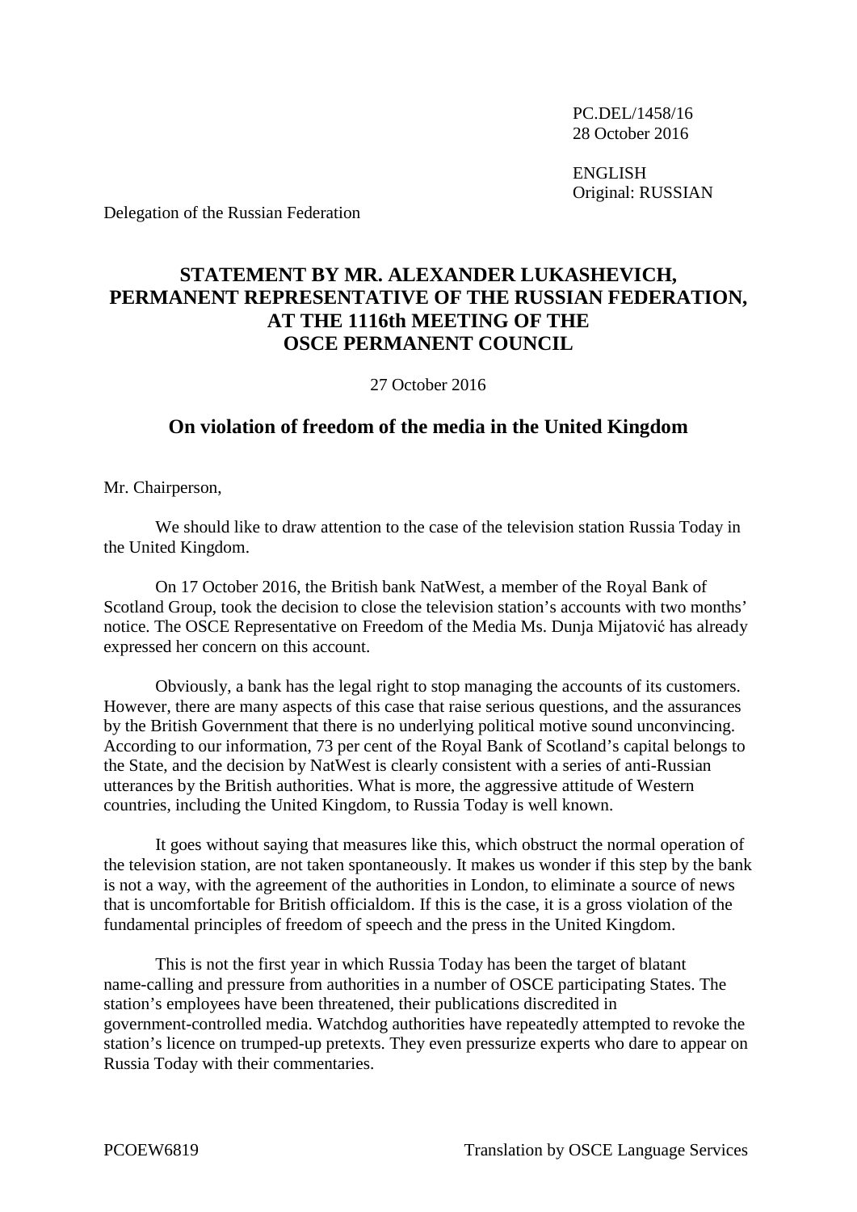PC.DEL/1458/16
28 October 2016

ENGLISH
Original: RUSSIAN

Delegation of the Russian Federation

# STATEMENT BY MR. ALEXANDER LUKASHEVICH, PERMANENT REPRESENTATIVE OF THE RUSSIAN FEDERATION, AT THE 1116th MEETING OF THE OSCE PERMANENT COUNCIL

27 October 2016

## On violation of freedom of the media in the United Kingdom

Mr. Chairperson,

We should like to draw attention to the case of the television station Russia Today in the United Kingdom.

On 17 October 2016, the British bank NatWest, a member of the Royal Bank of Scotland Group, took the decision to close the television station's accounts with two months' notice. The OSCE Representative on Freedom of the Media Ms. Dunja Mijatović has already expressed her concern on this account.

Obviously, a bank has the legal right to stop managing the accounts of its customers. However, there are many aspects of this case that raise serious questions, and the assurances by the British Government that there is no underlying political motive sound unconvincing. According to our information, 73 per cent of the Royal Bank of Scotland's capital belongs to the State, and the decision by NatWest is clearly consistent with a series of anti-Russian utterances by the British authorities. What is more, the aggressive attitude of Western countries, including the United Kingdom, to Russia Today is well known.

It goes without saying that measures like this, which obstruct the normal operation of the television station, are not taken spontaneously. It makes us wonder if this step by the bank is not a way, with the agreement of the authorities in London, to eliminate a source of news that is uncomfortable for British officialdom. If this is the case, it is a gross violation of the fundamental principles of freedom of speech and the press in the United Kingdom.

This is not the first year in which Russia Today has been the target of blatant name-calling and pressure from authorities in a number of OSCE participating States. The station's employees have been threatened, their publications discredited in government-controlled media. Watchdog authorities have repeatedly attempted to revoke the station's licence on trumped-up pretexts. They even pressurize experts who dare to appear on Russia Today with their commentaries.

PCOEW6819 Translation by OSCE Language Services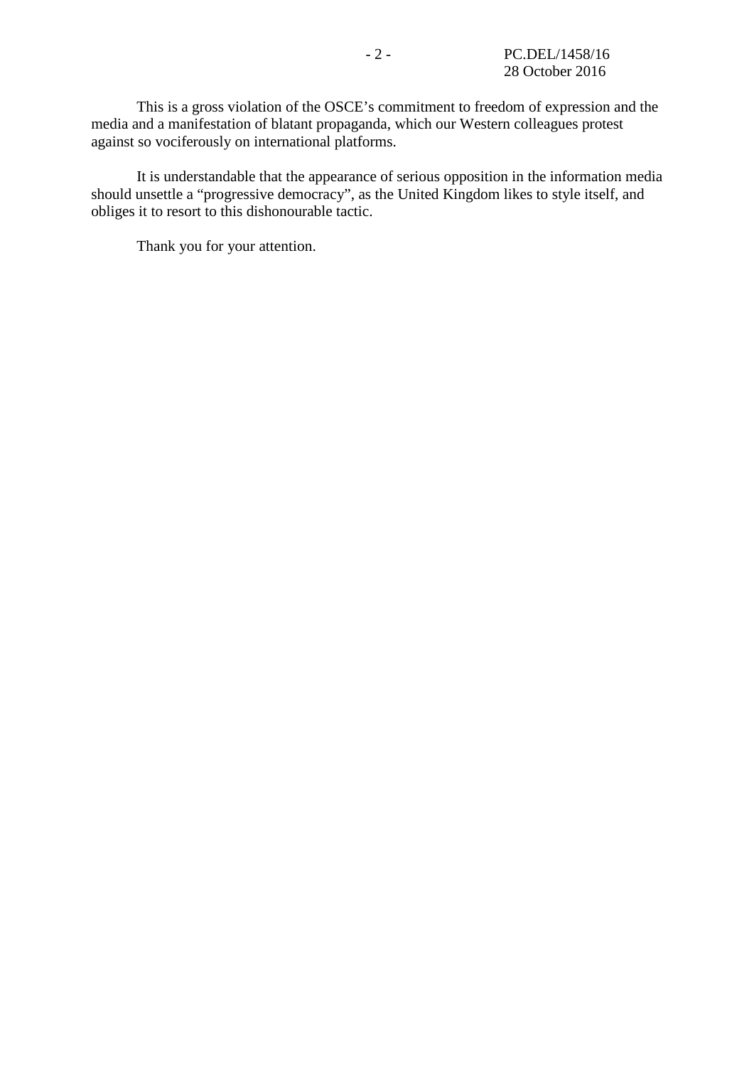This is a gross violation of the OSCE's commitment to freedom of expression and the media and a manifestation of blatant propaganda, which our Western colleagues protest against so vociferously on international platforms.

It is understandable that the appearance of serious opposition in the information media should unsettle a "progressive democracy", as the United Kingdom likes to style itself, and obliges it to resort to this dishonourable tactic.

Thank you for your attention.